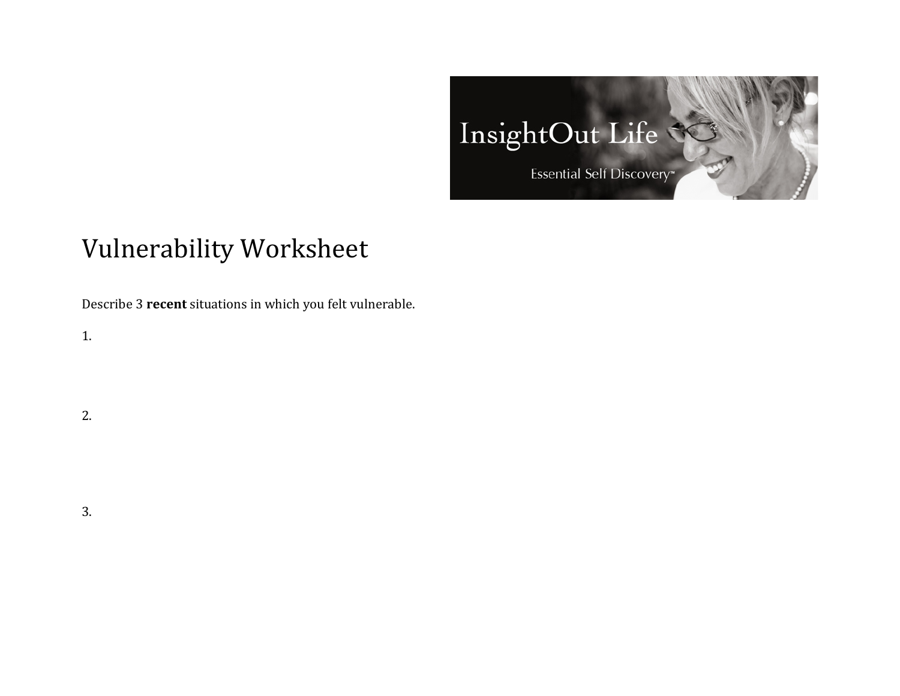# Vulnerability Worksheet

Describe 3 **recent** situations in which you felt vulnerable.

1.

2.

3.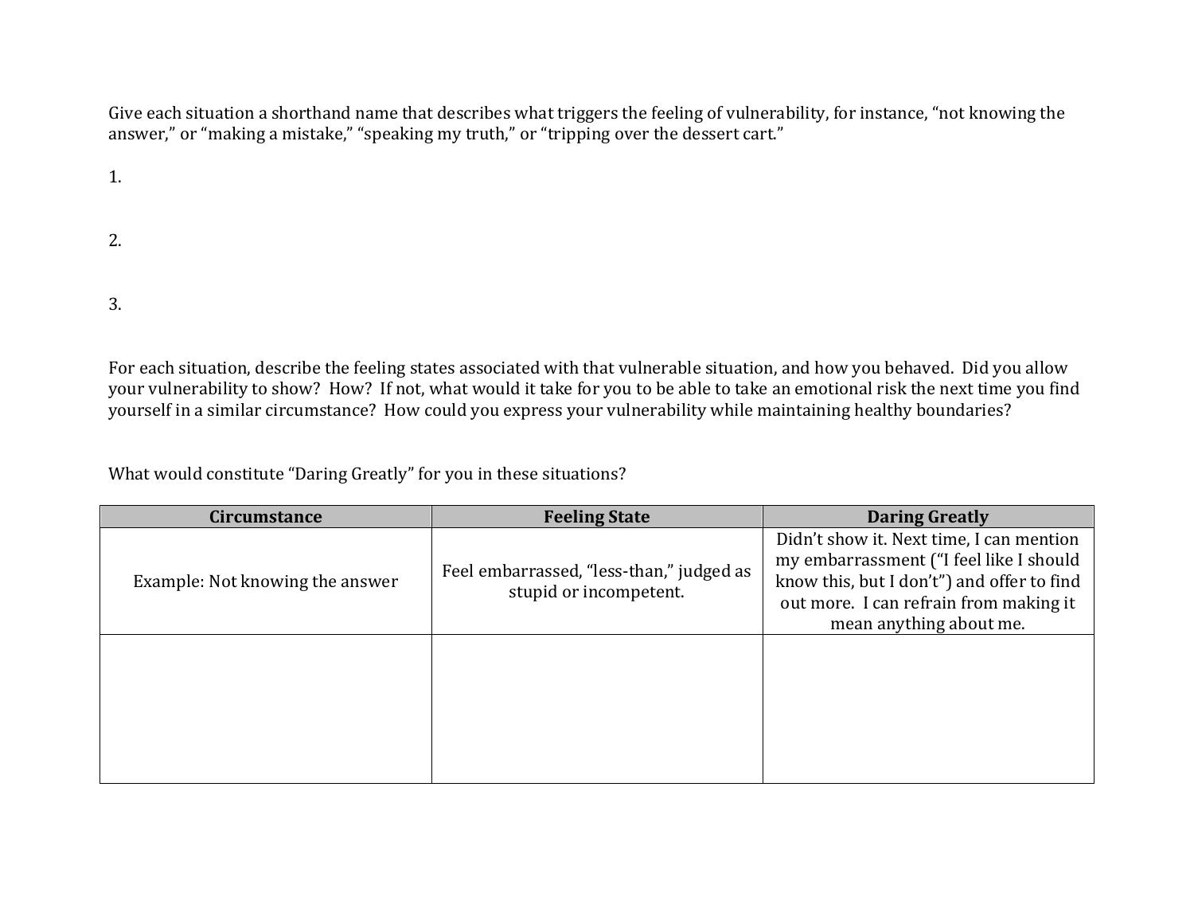Give each situation a shorthand name that describes what triggers the feeling of vulnerability, for instance, "not knowing the answer," or "making a mistake," "speaking my truth," or "tripping over the dessert cart."

1.

2.

3.

For each situation, describe the feeling states associated with that vulnerable situation, and how you behaved. Did you allow your vulnerability to show? How? If not, what would it take for you to be able to take an emotional risk the next time you find yourself in a similar circumstance? How could you express your vulnerability while maintaining healthy boundaries?

What would constitute "Daring Greatly" for you in these situations?

| Circumstance | Feeling State | Daring Greatly |
| --- | --- | --- |
| Example: Not knowing the answer | Feel embarrassed, "less-than," judged as stupid or incompetent. | Didn't show it. Next time, I can mention my embarrassment ("I feel like I should know this, but I don't") and offer to find out more. I can refrain from making it mean anything about me. |
| | | |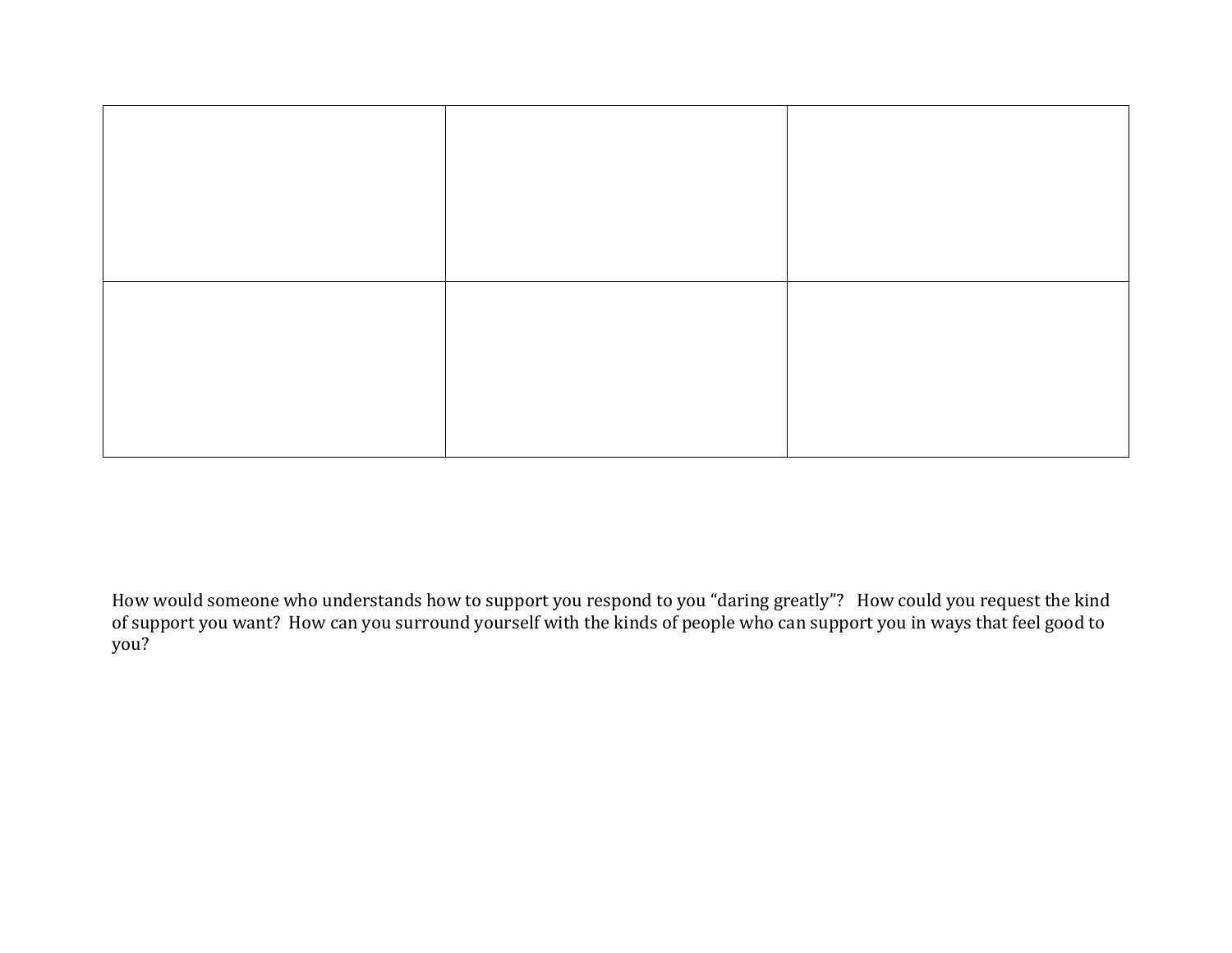| | | |
|---|---|---|
| | | |
| | | |

How would someone who understands how to support you respond to you "daring greatly"? How could you request the kind of support you want? How can you surround yourself with the kinds of people who can support you in ways that feel good to you?